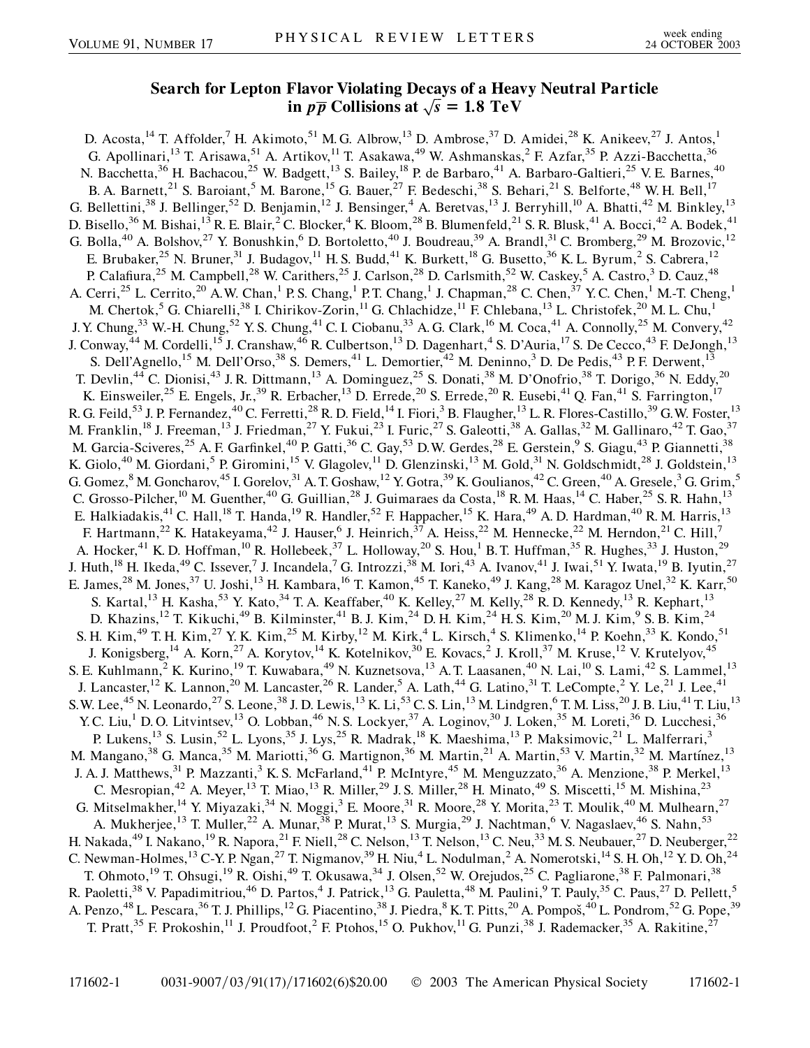# Search for Lepton Flavor Violating Decays of a Heavy Neutral Particle in $p\bar{p}$ Collisions at $\sqrt{s} = 1.8$ TeV

D. Acosta,[14] T. Affolder,[7] H. Akimoto,[51] M. G. Albrow,[13] D. Ambrose,[37] D. Amidei,[28] K. Anikeev,[27] J. Antos,[1] G. Apollinari,[13] T. Arisawa,[51] A. Artikov,[11] T. Asakawa,[49] W. Ashmanskas,[2] F. Azfar,[35] P. Azzi-Bacchetta,[36] N. Bacchetta,[36] H. Bachacou,[25] W. Badgett,[13] S. Bailey,[18] P. de Barbaro,[41] A. Barbaro-Galtieri,[25] V. E. Barnes,[40] B. A. Barnett,[21] S. Baroiant,[5] M. Barone,[15] G. Bauer,[27] F. Bedeschi,[38] S. Behari,[21] S. Belforte,[48] W. H. Bell,[17] G. Bellettini,[38] J. Bellinger,[52] D. Benjamin,[12] J. Bensinger,[4] A. Beretvas,[13] J. Berryhill,[10] A. Bhatti,[42] M. Binkley,[13] D. Bisello,[36] M. Bishai,[13] R. E. Blair,[2] C. Blocker,[4] K. Bloom,[28] B. Blumenfeld,[21] S. R. Blusk,[41] A. Bocci,[42] A. Bodek,[41] G. Bolla,[40] A. Bolshov,[27] Y. Bonushkin,[6] D. Bortoletto,[40] J. Boudreau,[39] A. Brandl,[31] C. Bromberg,[29] M. Brozovic,[12] E. Brubaker,[25] N. Bruner,[31] J. Budagov,[11] H. S. Budd,[41] K. Burkett,[18] G. Busetto,[36] K. L. Byrum,[2] S. Cabrera,[12] P. Calafiura,[25] M. Campbell,[28] W. Carithers,[25] J. Carlson,[28] D. Carlsmith,[52] W. Caskey,[5] A. Castro,[3] D. Cauz,[48] A. Cerri,[25] L. Cerrito,[20] A. W. Chan,[1] P. S. Chang,[1] P. T. Chang,[1] J. Chapman,[28] C. Chen,[37] Y. C. Chen,[1] M.-T. Cheng,[1] M. Chertok,[5] G. Chiarelli,[38] I. Chirikov-Zorin,[11] G. Chlachidze,[11] F. Chlebana,[13] L. Christofek,[20] M. L. Chu,[1] J. Y. Chung,[33] W.-H. Chung,[52] Y. S. Chung,[41] C. I. Ciobanu,[33] A. G. Clark,[16] M. Coca,[41] A. Connolly,[25] M. Convery,[42] J. Conway,[44] M. Cordelli,[15] J. Cranshaw,[46] R. Culbertson,[13] D. Dagenhart,[4] S. D'Auria,[17] S. De Cecco,[43] F. DeJongh,[13] S. Dell'Agnello,[15] M. Dell'Orso,[38] S. Demers,[41] L. Demortier,[42] M. Deninno,[3] D. De Pedis,[43] P. F. Derwent,[13] T. Devlin,[44] C. Dionisi,[43] J. R. Dittmann,[13] A. Dominguez,[25] S. Donati,[38] M. D'Onofrio,[38] T. Dorigo,[36] N. Eddy,[20] K. Einsweiler,[25] E. Engels, Jr.,[39] R. Erbacher,[13] D. Errede,[20] S. Errede,[20] R. Eusebi,[41] Q. Fan,[41] S. Farrington,[17] R. G. Feild,[53] J. P. Fernandez,[40] C. Ferretti,[28] R. D. Field,[14] I. Fiori,[3] B. Flaugher,[13] L. R. Flores-Castillo,[39] G. W. Foster,[13] M. Franklin,[18] J. Freeman,[13] J. Friedman,[27] Y. Fukui,[23] I. Furic,[27] S. Galeotti,[38] A. Gallas,[32] M. Gallinaro,[42] T. Gao,[37] M. Garcia-Sciveres,[25] A. F. Garfinkel,[40] P. Gatti,[36] C. Gay,[53] D. W. Gerdes,[28] E. Gerstein,[9] S. Giagu,[43] P. Giannetti,[38] K. Giolo,[40] M. Giordani,[5] P. Giromini,[15] V. Glagolev,[11] D. Glenzinski,[13] M. Gold,[31] N. Goldschmidt,[28] J. Goldstein,[13] G. Gomez,[8] M. Goncharov,[45] I. Gorelov,[31] A. T. Goshaw,[12] Y. Gotra,[39] K. Goulianos,[42] C. Green,[40] A. Gresele,[3] G. Grim,[5] C. Grosso-Pilcher,[10] M. Guenther,[40] G. Guillian,[28] J. Guimaraes da Costa,[18] R. M. Haas,[14] C. Haber,[25] S. R. Hahn,[13] E. Halkiadakis,[41] C. Hall,[18] T. Handa,[19] R. Handler,[52] F. Happacher,[15] K. Hara,[49] A. D. Hardman,[40] R. M. Harris,[13] F. Hartmann,[22] K. Hatakeyama,[42] J. Hauser,[6] J. Heinrich,[37] A. Heiss,[22] M. Hennecke,[22] M. Herndon,[21] C. Hill,[7] A. Hocker,[41] K. D. Hoffman,[10] R. Hollebeek,[37] L. Holloway,[20] S. Hou,[1] B. T. Huffman,[35] R. Hughes,[33] J. Huston,[29] J. Huth,[18] H. Ikeda,[49] C. Issever,[7] J. Incandela,[7] G. Introzzi,[38] M. Iori,[43] A. Ivanov,[41] J. Iwai,[51] Y. Iwata,[19] B. Iyutin,[27] E. James,[28] M. Jones,[37] U. Joshi,[13] H. Kambara,[16] T. Kamon,[45] T. Kaneko,[49] J. Kang,[28] M. Karagoz Unel,[32] K. Karr,[50] S. Kartal,[13] H. Kasha,[53] Y. Kato,[34] T. A. Keaffaber,[40] K. Kelley,[27] M. Kelly,[28] R. D. Kennedy,[13] R. Kephart,[13] D. Khazins,[12] T. Kikuchi,[49] B. Kilminster,[41] B. J. Kim,[24] D. H. Kim,[24] H. S. Kim,[20] M. J. Kim,[9] S. B. Kim,[24] S. H. Kim,[49] T. H. Kim,[27] Y. K. Kim,[25] M. Kirby,[12] M. Kirk,[4] L. Kirsch,[4] S. Klimenko,[14] P. Koehn,[33] K. Kondo,[51] J. Konigsberg,[14] A. Korn,[27] A. Korytov,[14] K. Kotelnikov,[30] E. Kovacs,[2] J. Kroll,[37] M. Kruse,[12] V. Krutelyov,[45] S. E. Kuhlmann,[2] K. Kurino,[19] T. Kuwabara,[49] N. Kuznetsova,[13] A. T. Laasanen,[40] N. Lai,[10] S. Lami,[42] S. Lammel,[13] J. Lancaster,[12] K. Lannon,[20] M. Lancaster,[26] R. Lander,[5] A. Lath,[44] G. Latino,[31] T. LeCompte,[2] Y. Le,[21] J. Lee,[41] S. W. Lee,[45] N. Leonardo,[27] S. Leone,[38] J. D. Lewis,[13] K. Li,[53] C. S. Lin,[13] M. Lindgren,[6] T. M. Liss,[20] J. B. Liu,[41] T. Liu,[13] Y. C. Liu,[1] D. O. Litvintsev,[13] O. Lobban,[46] N. S. Lockyer,[37] A. Loginov,[30] J. Loken,[35] M. Loreti,[36] D. Lucchesi,[36] P. Lukens,[13] S. Lusin,[52] L. Lyons,[35] J. Lys,[25] R. Madrak,[18] K. Maeshima,[13] P. Maksimovic,[21] L. Malferrari,[3] M. Mangano,[38] G. Manca,[35] M. Mariotti,[36] G. Martignon,[36] M. Martin,[21] A. Martin,[53] V. Martin,[32] M. Martínez,[13] J. A. J. Matthews,[31] P. Mazzanti,[3] K. S. McFarland,[41] P. McIntyre,[45] M. Menguzzato,[36] A. Menzione,[38] P. Merkel,[13] C. Mesropian,[42] A. Meyer,[13] T. Miao,[13] R. Miller,[29] J. S. Miller,[28] H. Minato,[49] S. Miscetti,[15] M. Mishina,[23] G. Mitselmakher,[14] Y. Miyazaki,[34] N. Moggi,[3] E. Moore,[31] R. Moore,[28] Y. Morita,[23] T. Moulik,[40] M. Mulhearn,[27] A. Mukherjee,[13] T. Muller,[22] A. Munar,[38] P. Murat,[13] S. Murgia,[29] J. Nachtman,[6] V. Nagaslaev,[46] S. Nahn,[53] H. Nakada,[49] I. Nakano,[19] R. Napora,[21] F. Niell,[28] C. Nelson,[13] T. Nelson,[13] C. Neu,[33] M. S. Neubauer,[27] D. Neuberger,[22] C. Newman-Holmes,[13] C-Y. P. Ngan,[27] T. Nigmanov,[39] H. Niu,[4] L. Nodulman,[2] A. Nomerotski,[14] S. H. Oh,[12] Y. D. Oh,[24] T. Ohmoto,[19] T. Ohsugi,[19] R. Oishi,[49] T. Okusawa,[34] J. Olsen,[52] W. Orejudos,[25] C. Pagliarone,[38] F. Palmonari,[38] R. Paoletti,[38] V. Papadimitriou,[46] D. Partos,[4] J. Patrick,[13] G. Pauletta,[48] M. Paulini,[9] T. Pauly,[35] C. Paus,[27] D. Pellett,[5] A. Penzo,[48] L. Pescara,[36] T. J. Phillips,[12] G. Piacentino,[38] J. Piedra,[8] K. T. Pitts,[20] A. Pompoš,[40] L. Pondrom,[52] G. Pope,[39] T. Pratt,[35] F. Prokoshin,[11] J. Proudfoot,[2] F. Ptohos,[15] O. Pukhov,[11] G. Punzi,[38] J. Rademacker,[35] A. Rakitine,[27]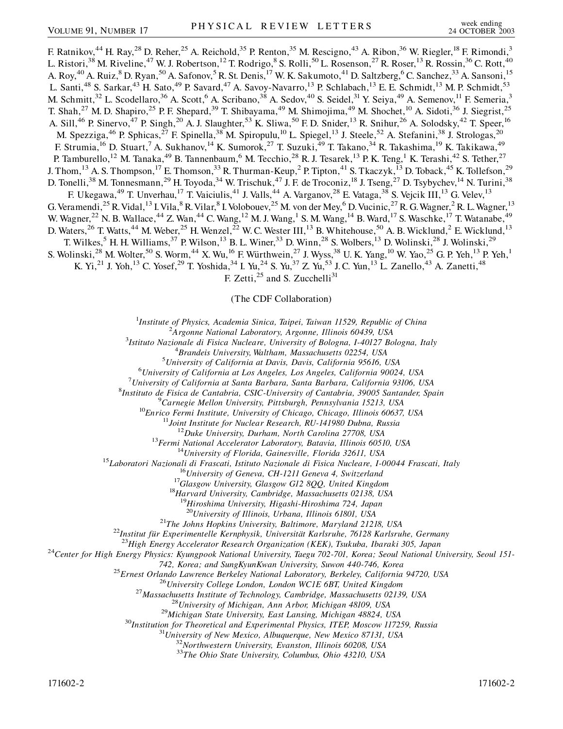F. Ratnikov,[44] H. Ray,[28] D. Reher,[25] A. Reichold,[35] P. Renton,[35] M. Rescigno,[43] A. Ribon,[36] W. Riegler,[18] F. Rimondi,[3] L. Ristori,[38] M. Riveline,[47] W. J. Robertson,[12] T. Rodrigo,[8] S. Rolli,[50] L. Rosenson,[27] R. Roser,[13] R. Rossin,[36] C. Rott,[40] A. Roy,[40] A. Ruiz,[8] D. Ryan,[50] A. Safonov,[5] R. St. Denis,[17] W. K. Sakumoto,[41] D. Saltzberg,[6] C. Sanchez,[33] A. Sansoni,[15] L. Santi,[48] S. Sarkar,[43] H. Sato,[49] P. Savard,[47] A. Savoy-Navarro,[13] P. Schlabach,[13] E. E. Schmidt,[13] M. P. Schmidt,[53] M. Schmitt,[32] L. Scodellaro,[36] A. Scott,[6] A. Scribano,[38] A. Sedov,[40] S. Seidel,[31] Y. Seiya,[49] A. Semenov,[11] F. Semeria,[3] T. Shah,[27] M. D. Shapiro,[25] P. F. Shepard,[39] T. Shibayama,[49] M. Shimojima,[49] M. Shochet,[10] A. Sidoti,[36] J. Siegrist,[25] A. Sill,[46] P. Sinervo,[47] P. Singh,[20] A. J. Slaughter,[53] K. Sliwa,[50] F. D. Snider,[13] R. Snihur,[26] A. Solodsky,[42] T. Speer,[16] M. Spezziga,[46] P. Sphicas,[27] F. Spinella,[38] M. Spiropulu,[10] L. Spiegel,[13] J. Steele,[52] A. Stefanini,[38] J. Strologas,[20] F. Strumia,[16] D. Stuart,[7] A. Sukhanov,[14] K. Sumorok,[27] T. Suzuki,[49] T. Takano,[34] R. Takashima,[19] K. Takikawa,[49] P. Tamburello,[12] M. Tanaka,[49] B. Tannenbaum,[6] M. Tecchio,[28] R. J. Tesarek,[13] P. K. Teng,[1] K. Terashi,[42] S. Tether,[27] J. Thom,[13] A. S. Thompson,[17] E. Thomson,[33] R. Thurman-Keup,[2] P. Tipton,[41] S. Tkaczyk,[13] D. Toback,[45] K. Tollefson,[29] D. Tonelli,[38] M. Tonnesmann,[29] H. Toyoda,[34] W. Trischuk,[47] J. F. de Troconiz,[18] J. Tseng,[27] D. Tsybychev,[14] N. Turini,[38] F. Ukegawa,[49] T. Unverhau,[17] T. Vaiciulis,[41] J. Valls,[44] A. Varganov,[28] E. Vataga,[38] S. Vejcik III,[13] G. Velev,[13] G. Veramendi,[25] R. Vidal,[13] I. Vila,[8] R. Vilar,[8] I. Volobouev,[25] M. von der Mey,[6] D. Vucinic,[27] R. G. Wagner,[2] R. L. Wagner,[13] W. Wagner,[22] N. B. Wallace,[44] Z. Wan,[44] C. Wang,[12] M. J. Wang,[1] S. M. Wang,[14] B. Ward,[17] S. Waschke,[17] T. Watanabe,[49] D. Waters,[26] T. Watts,[44] M. Weber,[25] H. Wenzel,[22] W. C. Wester III,[13] B. Whitehouse,[50] A. B. Wicklund,[2] E. Wicklund,[13] T. Wilkes,[5] H. H. Williams,[37] P. Wilson,[13] B. L. Winer,[33] D. Winn,[28] S. Wolbers,[13] D. Wolinski,[28] J. Wolinski,[29] S. Wolinski,[28] M. Wolter,[50] S. Worm,[44] X. Wu,[16] F. Würthwein,[27] J. Wyss,[38] U. K. Yang,[10] W. Yao,[25] G. P. Yeh,[13] P. Yeh,[1] K. Yi,[21] J. Yoh,[13] C. Yosef,[29] T. Yoshida,[34] I. Yu,[24] S. Yu,[37] Z. Yu,[53] J. C. Yun,[13] L. Zanello,[43] A. Zanetti,[48] F. Zetti,[25] and S. Zucchelli[31]

(The CDF Collaboration)

[1] *Institute of Physics, Academia Sinica, Taipei, Taiwan 11529, Republic of China*
[2] *Argonne National Laboratory, Argonne, Illinois 60439, USA*
[3] *Istituto Nazionale di Fisica Nucleare, University of Bologna, I-40127 Bologna, Italy*
[4] *Brandeis University, Waltham, Massachusetts 02254, USA*
[5] *University of California at Davis, Davis, California 95616, USA*
[6] *University of California at Los Angeles, Los Angeles, California 90024, USA*
[7] *University of California at Santa Barbara, Santa Barbara, California 93106, USA*
[8] *Instituto de Fisica de Cantabria, CSIC-University of Cantabria, 39005 Santander, Spain*
[9] *Carnegie Mellon University, Pittsburgh, Pennsylvania 15213, USA*
[10] *Enrico Fermi Institute, University of Chicago, Chicago, Illinois 60637, USA*
[11] *Joint Institute for Nuclear Research, RU-141980 Dubna, Russia*
[12] *Duke University, Durham, North Carolina 27708, USA*
[13] *Fermi National Accelerator Laboratory, Batavia, Illinois 60510, USA*
[14] *University of Florida, Gainesville, Florida 32611, USA*
[15] *Laboratori Nazionali di Frascati, Istituto Nazionale di Fisica Nucleare, I-00044 Frascati, Italy*
[16] *University of Geneva, CH-1211 Geneva 4, Switzerland*
[17] *Glasgow University, Glasgow G12 8QQ, United Kingdom*
[18] *Harvard University, Cambridge, Massachusetts 02138, USA*
[19] *Hiroshima University, Higashi-Hiroshima 724, Japan*
[20] *University of Illinois, Urbana, Illinois 61801, USA*
[21] *The Johns Hopkins University, Baltimore, Maryland 21218, USA*
[22] *Institut für Experimentelle Kernphysik, Universität Karlsruhe, 76128 Karlsruhe, Germany*
[23] *High Energy Accelerator Research Organization (KEK), Tsukuba, Ibaraki 305, Japan*
[24] *Center for High Energy Physics: Kyungpook National University, Taegu 702-701, Korea; Seoul National University, Seoul 151-742, Korea; and SungKyunKwan University, Suwon 440-746, Korea*
[25] *Ernest Orlando Lawrence Berkeley National Laboratory, Berkeley, California 94720, USA*
[26] *University College London, London WC1E 6BT, United Kingdom*
[27] *Massachusetts Institute of Technology, Cambridge, Massachusetts 02139, USA*
[28] *University of Michigan, Ann Arbor, Michigan 48109, USA*
[29] *Michigan State University, East Lansing, Michigan 48824, USA*
[30] *Institution for Theoretical and Experimental Physics, ITEP, Moscow 117259, Russia*
[31] *University of New Mexico, Albuquerque, New Mexico 87131, USA*
[32] *Northwestern University, Evanston, Illinois 60208, USA*
[33] *The Ohio State University, Columbus, Ohio 43210, USA*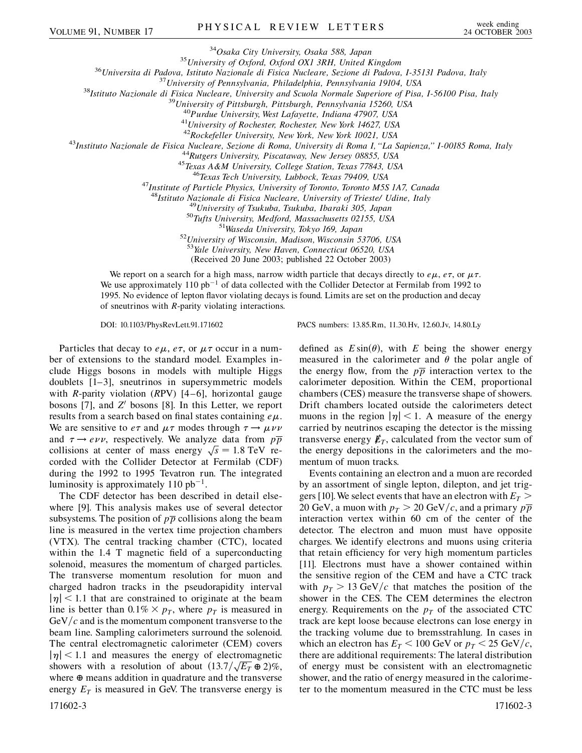[34]*Osaka City University, Osaka 588, Japan*
[35]*University of Oxford, Oxford OX1 3RH, United Kingdom*
[36]*Universita di Padova, Istituto Nazionale di Fisica Nucleare, Sezione di Padova, I-35131 Padova, Italy*
[37]*University of Pennsylvania, Philadelphia, Pennsylvania 19104, USA*
[38]*Istituto Nazionale di Fisica Nucleare, University and Scuola Normale Superiore of Pisa, I-56100 Pisa, Italy*
[39]*University of Pittsburgh, Pittsburgh, Pennsylvania 15260, USA*
[40]*Purdue University, West Lafayette, Indiana 47907, USA*
[41]*University of Rochester, Rochester, New York 14627, USA*
[42]*Rockefeller University, New York, New York 10021, USA*
[43]*Instituto Nazionale de Fisica Nucleare, Sezione di Roma, University di Roma I, "La Sapienza," I-00185 Roma, Italy*
[44]*Rutgers University, Piscataway, New Jersey 08855, USA*
[45]*Texas A&M University, College Station, Texas 77843, USA*
[46]*Texas Tech University, Lubbock, Texas 79409, USA*
[47]*Institute of Particle Physics, University of Toronto, Toronto M5S 1A7, Canada*
[48]*Istituto Nazionale di Fisica Nucleare, University of Trieste/ Udine, Italy*
[49]*University of Tsukuba, Tsukuba, Ibaraki 305, Japan*
[50]*Tufts University, Medford, Massachusetts 02155, USA*
[51]*Waseda University, Tokyo 169, Japan*
[52]*University of Wisconsin, Madison, Wisconsin 53706, USA*
[53]*Yale University, New Haven, Connecticut 06520, USA*
(Received 20 June 2003; published 22 October 2003)

We report on a search for a high mass, narrow width particle that decays directly to $e\mu$, $e\tau$, or $\mu\tau$. We use approximately 110 pb$^{-1}$ of data collected with the Collider Detector at Fermilab from 1992 to 1995. No evidence of lepton flavor violating decays is found. Limits are set on the production and decay of sneutrinos with $R$-parity violating interactions.

DOI: 10.1103/PhysRevLett.91.171602 PACS numbers: 13.85.Rm, 11.30.Hv, 12.60.Jv, 14.80.Ly

Particles that decay to $e\mu$, $e\tau$, or $\mu\tau$ occur in a number of extensions to the standard model. Examples include Higgs bosons in models with multiple Higgs doublets [1–3], sneutrinos in supersymmetric models with $R$-parity violation ($R$PV) [4–6], horizontal gauge bosons [7], and $Z'$ bosons [8]. In this Letter, we report results from a search based on final states containing $e\mu$. We are sensitive to $e\tau$ and $\mu\tau$ modes through $\tau \to \mu\nu\nu$ and $\tau \to e\nu\nu$, respectively. We analyze data from $p\overline{p}$ collisions at center of mass energy $\sqrt{s} = 1.8$ TeV recorded with the Collider Detector at Fermilab (CDF) during the 1992 to 1995 Tevatron run. The integrated luminosity is approximately 110 pb$^{-1}$.

The CDF detector has been described in detail elsewhere [9]. This analysis makes use of several detector subsystems. The position of $p\overline{p}$ collisions along the beam line is measured in the vertex time projection chambers (VTX). The central tracking chamber (CTC), located within the 1.4 T magnetic field of a superconducting solenoid, measures the momentum of charged particles. The transverse momentum resolution for muon and charged hadron tracks in the pseudorapidity interval $|\eta| < 1.1$ that are constrained to originate at the beam line is better than $0.1\% \times p_T$, where $p_T$ is measured in GeV$/c$ and is the momentum component transverse to the beam line. Sampling calorimeters surround the solenoid. The central electromagnetic calorimeter (CEM) covers $|\eta| < 1.1$ and measures the energy of electromagnetic showers with a resolution of about $(13.7/\sqrt{E_T} \oplus 2)\%$, where $\oplus$ means addition in quadrature and the transverse energy $E_T$ is measured in GeV. The transverse energy is defined as $E\sin(\theta)$, with $E$ being the shower energy measured in the calorimeter and $\theta$ the polar angle of the energy flow, from the $p\overline{p}$ interaction vertex to the calorimeter deposition. Within the CEM, proportional chambers (CES) measure the transverse shape of showers. Drift chambers located outside the calorimeters detect muons in the region $|\eta| < 1$. A measure of the energy carried by neutrinos escaping the detector is the missing transverse energy $\not\!\!E_T$, calculated from the vector sum of the energy depositions in the calorimeters and the momentum of muon tracks.

Events containing an electron and a muon are recorded by an assortment of single lepton, dilepton, and jet triggers [10]. We select events that have an electron with $E_T > 20$ GeV, a muon with $p_T > 20$ GeV$/c$, and a primary $p\overline{p}$ interaction vertex within 60 cm of the center of the detector. The electron and muon must have opposite charges. We identify electrons and muons using criteria that retain efficiency for very high momentum particles [11]. Electrons must have a shower contained within the sensitive region of the CEM and have a CTC track with $p_T > 13$ GeV$/c$ that matches the position of the shower in the CES. The CEM determines the electron energy. Requirements on the $p_T$ of the associated CTC track are kept loose because electrons can lose energy in the tracking volume due to bremsstrahlung. In cases in which an electron has $E_T < 100$ GeV or $p_T < 25$ GeV$/c$, there are additional requirements: The lateral distribution of energy must be consistent with an electromagnetic shower, and the ratio of energy measured in the calorimeter to the momentum measured in the CTC must be less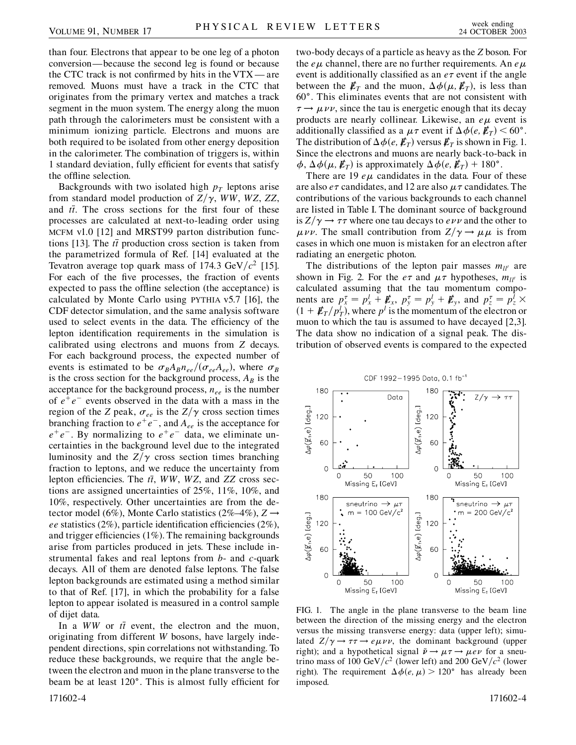than four. Electrons that appear to be one leg of a photon conversion—because the second leg is found or because the CTC track is not confirmed by hits in the VTX—are removed. Muons must have a track in the CTC that originates from the primary vertex and matches a track segment in the muon system. The energy along the muon path through the calorimeters must be consistent with a minimum ionizing particle. Electrons and muons are both required to be isolated from other energy deposition in the calorimeter. The combination of triggers is, within 1 standard deviation, fully efficient for events that satisfy the offline selection.

Backgrounds with two isolated high $p_T$ leptons arise from standard model production of $Z/\gamma$, $WW$, $WZ$, $ZZ$, and $t\bar{t}$. The cross sections for the first four of these processes are calculated at next-to-leading order using MCFM v1.0 [12] and MRST99 parton distribution functions [13]. The $t\bar{t}$ production cross section is taken from the parametrized formula of Ref. [14] evaluated at the Tevatron average top quark mass of 174.3 GeV/$c^2$ [15]. For each of the five processes, the fraction of events expected to pass the offline selection (the acceptance) is calculated by Monte Carlo using PYTHIA v5.7 [16], the CDF detector simulation, and the same analysis software used to select events in the data. The efficiency of the lepton identification requirements in the simulation is calibrated using electrons and muons from $Z$ decays. For each background process, the expected number of events is estimated to be $\sigma_B A_B n_{ee}/(\sigma_{ee} A_{ee})$, where $\sigma_B$ is the cross section for the background process, $A_B$ is the acceptance for the background process, $n_{ee}$ is the number of $e^+e^-$ events observed in the data with a mass in the region of the $Z$ peak, $\sigma_{ee}$ is the $Z/\gamma$ cross section times branching fraction to $e^+e^-$, and $A_{ee}$ is the acceptance for $e^+e^-$. By normalizing to $e^+e^-$ data, we eliminate uncertainties in the background level due to the integrated luminosity and the $Z/\gamma$ cross section times branching fraction to leptons, and we reduce the uncertainty from lepton efficiencies. The $t\bar{t}$, $WW$, $WZ$, and $ZZ$ cross sections are assigned uncertainties of 25%, 11%, 10%, and 10%, respectively. Other uncertainties are from the detector model (6%), Monte Carlo statistics (2%–4%), $Z \to ee$ statistics (2%), particle identification efficiencies (2%), and trigger efficiencies (1%). The remaining backgrounds arise from particles produced in jets. These include instrumental fakes and real leptons from $b$- and $c$-quark decays. All of them are denoted false leptons. The false lepton backgrounds are estimated using a method similar to that of Ref. [17], in which the probability for a false lepton to appear isolated is measured in a control sample of dijet data.

In a $WW$ or $t\bar{t}$ event, the electron and the muon, originating from different $W$ bosons, have largely independent directions, spin correlations not withstanding. To reduce these backgrounds, we require that the angle between the electron and muon in the plane transverse to the beam be at least 120°. This is almost fully efficient for two-body decays of a particle as heavy as the $Z$ boson. For the $e\mu$ channel, there are no further requirements. An $e\mu$ event is additionally classified as an $e\tau$ event if the angle between the $\not{E}_T$ and the muon, $\Delta\phi(\mu, \not{E}_T)$, is less than 60°. This eliminates events that are not consistent with $\tau \to \mu\nu\nu$, since the tau is energetic enough that its decay products are nearly collinear. Likewise, an $e\mu$ event is additionally classified as a $\mu\tau$ event if $\Delta\phi(e, \not{E}_T) < 60°$. The distribution of $\Delta\phi(e, \not{E}_T)$ versus $\not{E}_T$ is shown in Fig. 1. Since the electrons and muons are nearly back-to-back in $\phi$, $\Delta\phi(\mu, \not{E}_T)$ is approximately $\Delta\phi(e, \not{E}_T) + 180°$.

There are 19 $e\mu$ candidates in the data. Four of these are also $e\tau$ candidates, and 12 are also $\mu\tau$ candidates. The contributions of the various backgrounds to each channel are listed in Table I. The dominant source of background is $Z/\gamma \to \tau\tau$ where one tau decays to $e\nu\nu$ and the other to $\mu\nu\nu$. The small contribution from $Z/\gamma \to \mu\mu$ is from cases in which one muon is mistaken for an electron after radiating an energetic photon.

The distributions of the lepton pair masses $m_{ll'}$ are shown in Fig. 2. For the $e\tau$ and $\mu\tau$ hypotheses, $m_{ll'}$ is calculated assuming that the tau momentum components are $p_x^\tau = p_x^l + \not{E}_x$, $p_y^\tau = p_y^l + \not{E}_y$, and $p_z^\tau = p_z^l \times (1 + \not{E}_T/p_T^l)$, where $p^l$ is the momentum of the electron or muon to which the tau is assumed to have decayed [2,3]. The data show no indication of a signal peak. The distribution of observed events is compared to the expected

FIG. 1. The angle in the plane transverse to the beam line between the direction of the missing energy and the electron versus the missing transverse energy: data (upper left); simulated $Z/\gamma \to \tau\tau \to e\mu\nu\nu$, the dominant background (upper right); and a hypothetical signal $\tilde{\nu} \to \mu\tau \to \mu e\nu$ for a sneutrino mass of 100 GeV/$c^2$ (lower left) and 200 GeV/$c^2$ (lower right). The requirement $\Delta\phi(e, \mu) > 120°$ has already been imposed.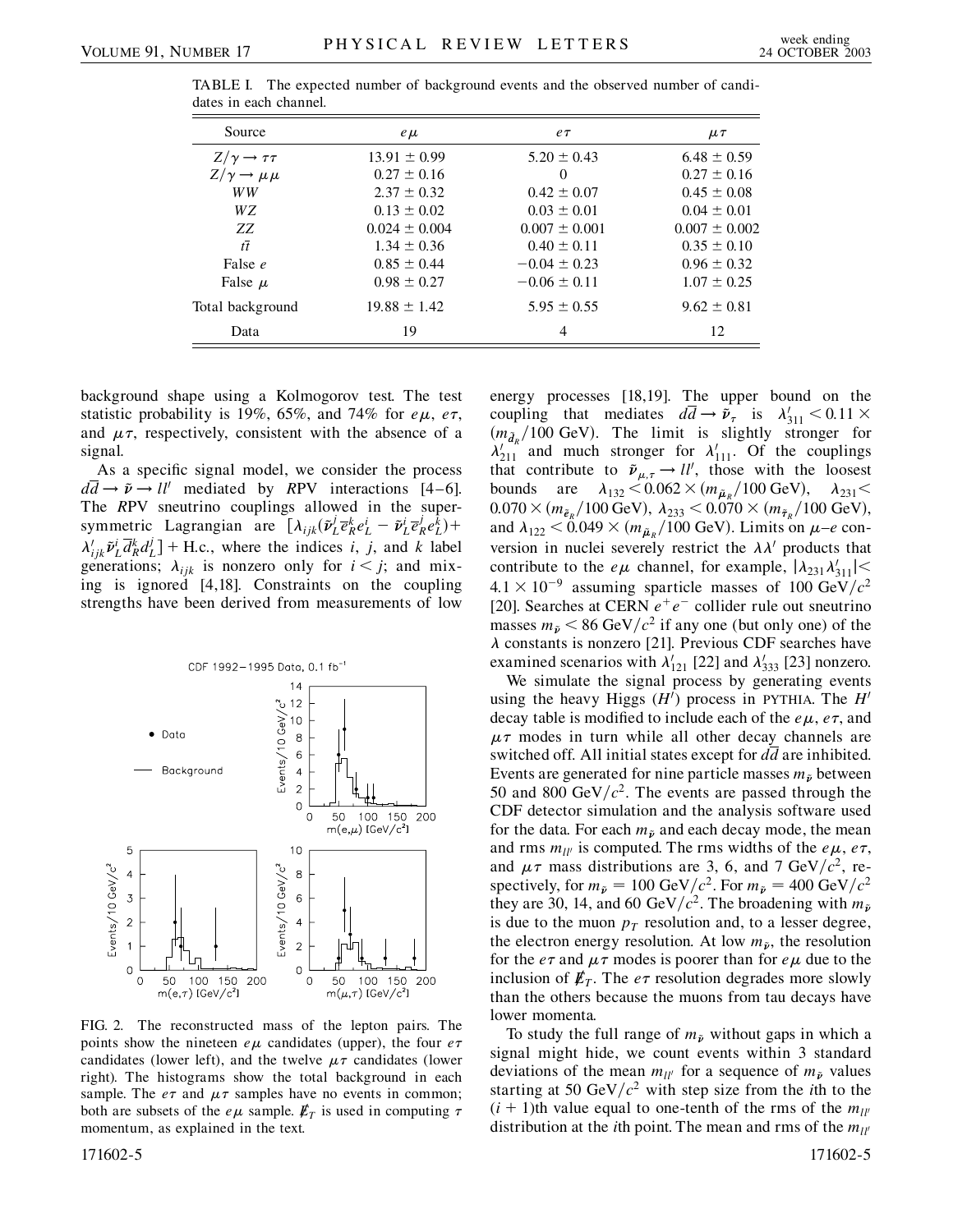TABLE I. The expected number of background events and the observed number of candidates in each channel.

| Source | $e\mu$ | $e\tau$ | $\mu\tau$ |
|---|---|---|---|
| $Z/\gamma \rightarrow \tau\tau$ | $13.91 \pm 0.99$ | $5.20 \pm 0.43$ | $6.48 \pm 0.59$ |
| $Z/\gamma \rightarrow \mu\mu$ | $0.27 \pm 0.16$ | 0 | $0.27 \pm 0.16$ |
| $WW$ | $2.37 \pm 0.32$ | $0.42 \pm 0.07$ | $0.45 \pm 0.08$ |
| $WZ$ | $0.13 \pm 0.02$ | $0.03 \pm 0.01$ | $0.04 \pm 0.01$ |
| $ZZ$ | $0.024 \pm 0.004$ | $0.007 \pm 0.001$ | $0.007 \pm 0.002$ |
| $t\bar{t}$ | $1.34 \pm 0.36$ | $0.40 \pm 0.11$ | $0.35 \pm 0.10$ |
| False $e$ | $0.85 \pm 0.44$ | $-0.04 \pm 0.23$ | $0.96 \pm 0.32$ |
| False $\mu$ | $0.98 \pm 0.27$ | $-0.06 \pm 0.11$ | $1.07 \pm 0.25$ |
| Total background | $19.88 \pm 1.42$ | $5.95 \pm 0.55$ | $9.62 \pm 0.81$ |
| Data | 19 | 4 | 12 |

background shape using a Kolmogorov test. The test statistic probability is 19%, 65%, and 74% for $e\mu$, $e\tau$, and $\mu\tau$, respectively, consistent with the absence of a signal.

As a specific signal model, we consider the process $d\bar{d} \rightarrow \tilde{\nu} \rightarrow ll'$ mediated by $R$PV interactions [4–6]. The $R$PV sneutrino couplings allowed in the supersymmetric Lagrangian are $[\lambda_{ijk}(\tilde{\nu}^j_L \bar{e}^k_R e^i_L - \tilde{\nu}^i_L \bar{e}^j_R e^k_L) + \lambda'_{ijk} \tilde{\nu}^i_L \bar{d}^k_R d^j_L] + \text{H.c.}$, where the indices $i$, $j$, and $k$ label generations; $\lambda_{ijk}$ is nonzero only for $i < j$; and mixing is ignored [4,18]. Constraints on the coupling strengths have been derived from measurements of low energy processes [18,19]. The upper bound on the coupling that mediates $d\bar{d} \rightarrow \tilde{\nu}_\tau$ is $\lambda'_{311} < 0.11 \times (m_{\tilde{d}_R}/100\ \text{GeV})$. The limit is slightly stronger for $\lambda'_{211}$ and much stronger for $\lambda'_{111}$. Of the couplings that contribute to $\tilde{\nu}_{\mu,\tau} \rightarrow ll'$, those with the loosest bounds are $\lambda_{132} < 0.062 \times (m_{\tilde{\mu}_R}/100\ \text{GeV})$, $\lambda_{231} < 0.070 \times (m_{\tilde{e}_R}/100\ \text{GeV})$, $\lambda_{233} < 0.070 \times (m_{\tilde{\tau}_R}/100\ \text{GeV})$, and $\lambda_{122} < 0.049 \times (m_{\tilde{\mu}_R}/100\ \text{GeV})$. Limits on $\mu$–$e$ conversion in nuclei severely restrict the $\lambda\lambda'$ products that contribute to the $e\mu$ channel, for example, $|\lambda_{231}\lambda'_{311}| < 4.1 \times 10^{-9}$ assuming sparticle masses of 100 GeV/$c^2$ [20]. Searches at CERN $e^+e^-$ collider rule out sneutrino masses $m_{\tilde{\nu}} < 86$ GeV/$c^2$ if any one (but only one) of the $\lambda$ constants is nonzero [21]. Previous CDF searches have examined scenarios with $\lambda'_{121}$ [22] and $\lambda'_{333}$ [23] nonzero.

We simulate the signal process by generating events using the heavy Higgs ($H'$) process in PYTHIA. The $H'$ decay table is modified to include each of the $e\mu$, $e\tau$, and $\mu\tau$ modes in turn while all other decay channels are switched off. All initial states except for $d\bar{d}$ are inhibited. Events are generated for nine particle masses $m_{\tilde{\nu}}$ between 50 and 800 GeV/$c^2$. The events are passed through the CDF detector simulation and the analysis software used for the data. For each $m_{\tilde{\nu}}$ and each decay mode, the mean and rms $m_{ll'}$ is computed. The rms widths of the $e\mu$, $e\tau$, and $\mu\tau$ mass distributions are 3, 6, and 7 GeV/$c^2$, respectively, for $m_{\tilde{\nu}} = 100$ GeV/$c^2$. For $m_{\tilde{\nu}} = 400$ GeV/$c^2$ they are 30, 14, and 60 GeV/$c^2$. The broadening with $m_{\tilde{\nu}}$ is due to the muon $p_T$ resolution and, to a lesser degree, the electron energy resolution. At low $m_{\tilde{\nu}}$, the resolution for the $e\tau$ and $\mu\tau$ modes is poorer than for $e\mu$ due to the inclusion of $\not\!\!E_T$. The $e\tau$ resolution degrades more slowly than the others because the muons from tau decays have lower momenta.

FIG. 2. The reconstructed mass of the lepton pairs. The points show the nineteen $e\mu$ candidates (upper), the four $e\tau$ candidates (lower left), and the twelve $\mu\tau$ candidates (lower right). The histograms show the total background in each sample. The $e\tau$ and $\mu\tau$ samples have no events in common; both are subsets of the $e\mu$ sample. $\not\!\!E_T$ is used in computing $\tau$ momentum, as explained in the text.

To study the full range of $m_{\tilde{\nu}}$ without gaps in which a signal might hide, we count events within 3 standard deviations of the mean $m_{ll'}$ for a sequence of $m_{\tilde{\nu}}$ values starting at 50 GeV/$c^2$ with step size from the $i$th to the $(i+1)$th value equal to one-tenth of the rms of the $m_{ll'}$ distribution at the $i$th point. The mean and rms of the $m_{ll'}$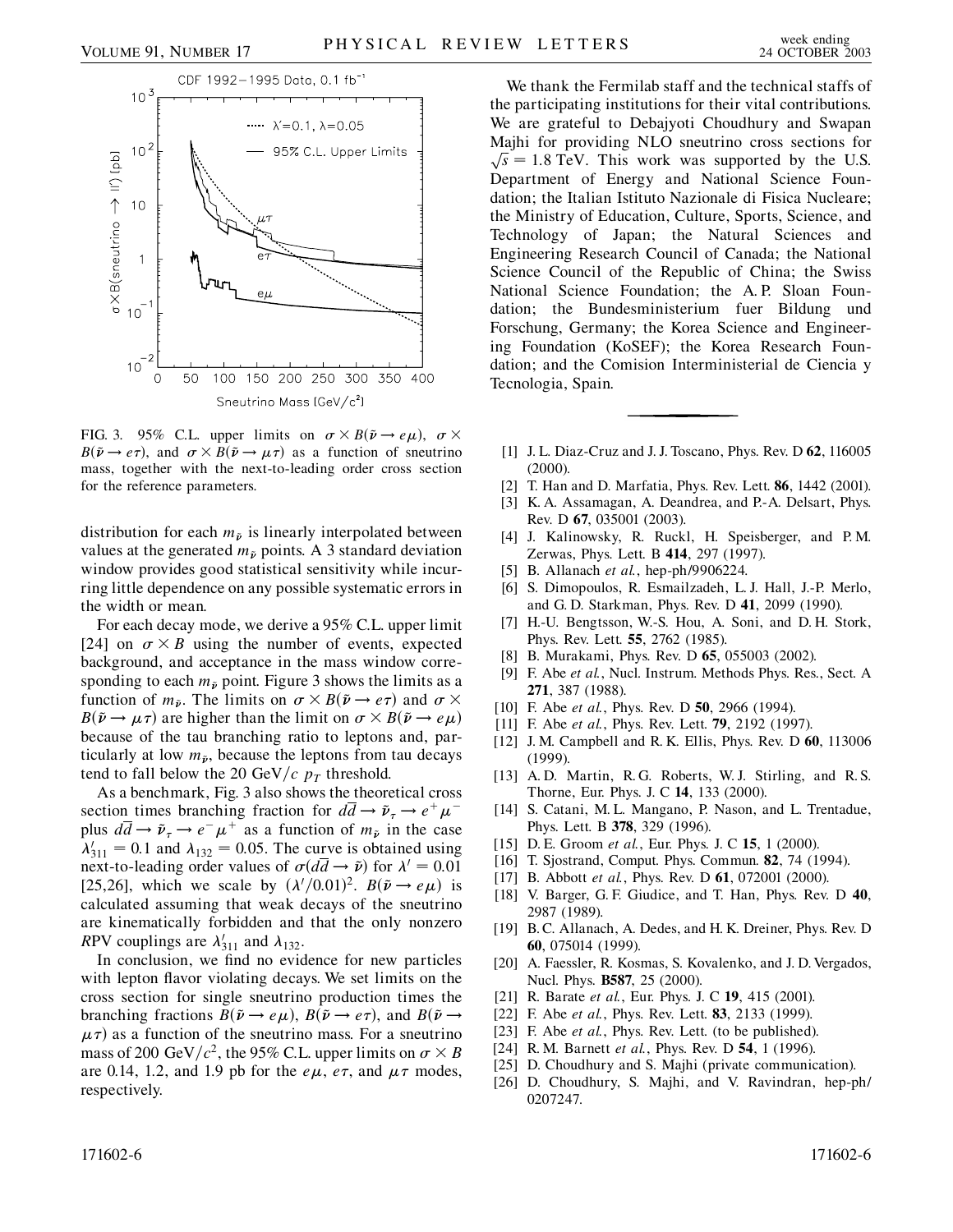CDF 1992−1995 Data, 0.1 fb$^{-1}$

$\lambda'$=0.1, $\lambda$=0.05

95% C.L. Upper Limits

$\sigma \times$B(sneutrino $\rightarrow$ ll') [pb]

$\mu\tau$

$e\tau$

$e\mu$

Sneutrino Mass [GeV/c$^2$]

FIG. 3. 95% C.L. upper limits on $\sigma \times B(\tilde{\nu} \rightarrow e\mu)$, $\sigma \times B(\tilde{\nu} \rightarrow e\tau)$, and $\sigma \times B(\tilde{\nu} \rightarrow \mu\tau)$ as a function of sneutrino mass, together with the next-to-leading order cross section for the reference parameters.

distribution for each $m_{\tilde{\nu}}$ is linearly interpolated between values at the generated $m_{\tilde{\nu}}$ points. A 3 standard deviation window provides good statistical sensitivity while incurring little dependence on any possible systematic errors in the width or mean.

For each decay mode, we derive a 95% C.L. upper limit [24] on $\sigma \times B$ using the number of events, expected background, and acceptance in the mass window corresponding to each $m_{\tilde{\nu}}$ point. Figure 3 shows the limits as a function of $m_{\tilde{\nu}}$. The limits on $\sigma \times B(\tilde{\nu} \rightarrow e\tau)$ and $\sigma \times B(\tilde{\nu} \rightarrow \mu\tau)$ are higher than the limit on $\sigma \times B(\tilde{\nu} \rightarrow e\mu)$ because of the tau branching ratio to leptons and, particularly at low $m_{\tilde{\nu}}$, because the leptons from tau decays tend to fall below the 20 GeV/$c$ $p_T$ threshold.

As a benchmark, Fig. 3 also shows the theoretical cross section times branching fraction for $d\bar{d} \rightarrow \tilde{\nu}_\tau \rightarrow e^+\mu^-$ plus $d\bar{d} \rightarrow \tilde{\bar{\nu}}_\tau \rightarrow e^-\mu^+$ as a function of $m_{\tilde{\nu}}$ in the case $\lambda'_{311} = 0.1$ and $\lambda_{132} = 0.05$. The curve is obtained using next-to-leading order values of $\sigma(d\bar{d} \rightarrow \tilde{\nu})$ for $\lambda' = 0.01$ [25,26], which we scale by $(\lambda'/0.01)^2$. $B(\tilde{\nu} \rightarrow e\mu)$ is calculated assuming that weak decays of the sneutrino are kinematically forbidden and that the only nonzero $R$PV couplings are $\lambda'_{311}$ and $\lambda_{132}$.

In conclusion, we find no evidence for new particles with lepton flavor violating decays. We set limits on the cross section for single sneutrino production times the branching fractions $B(\tilde{\nu} \rightarrow e\mu)$, $B(\tilde{\nu} \rightarrow e\tau)$, and $B(\tilde{\nu} \rightarrow \mu\tau)$ as a function of the sneutrino mass. For a sneutrino mass of 200 GeV/$c^2$, the 95% C.L. upper limits on $\sigma \times B$ are 0.14, 1.2, and 1.9 pb for the $e\mu$, $e\tau$, and $\mu\tau$ modes, respectively.

We thank the Fermilab staff and the technical staffs of the participating institutions for their vital contributions. We are grateful to Debajyoti Choudhury and Swapan Majhi for providing NLO sneutrino cross sections for $\sqrt{s} = 1.8$ TeV. This work was supported by the U.S. Department of Energy and National Science Foundation; the Italian Istituto Nazionale di Fisica Nucleare; the Ministry of Education, Culture, Sports, Science, and Technology of Japan; the Natural Sciences and Engineering Research Council of Canada; the National Science Council of the Republic of China; the Swiss National Science Foundation; the A. P. Sloan Foundation; the Bundesministerium fuer Bildung und Forschung, Germany; the Korea Science and Engineering Foundation (KoSEF); the Korea Research Foundation; and the Comision Interministerial de Ciencia y Tecnologia, Spain.

---

[1] J. L. Diaz-Cruz and J. J. Toscano, Phys. Rev. D **62**, 116005 (2000).

[2] T. Han and D. Marfatia, Phys. Rev. Lett. **86**, 1442 (2001).

[3] K. A. Assamagan, A. Deandrea, and P.-A. Delsart, Phys. Rev. D **67**, 035001 (2003).

[4] J. Kalinowsky, R. Ruckl, H. Speisberger, and P. M. Zerwas, Phys. Lett. B **414**, 297 (1997).

[5] B. Allanach *et al.*, hep-ph/9906224.

[6] S. Dimopoulos, R. Esmailzadeh, L. J. Hall, J.-P. Merlo, and G. D. Starkman, Phys. Rev. D **41**, 2099 (1990).

[7] H.-U. Bengtsson, W.-S. Hou, A. Soni, and D. H. Stork, Phys. Rev. Lett. **55**, 2762 (1985).

[8] B. Murakami, Phys. Rev. D **65**, 055003 (2002).

[9] F. Abe *et al.*, Nucl. Instrum. Methods Phys. Res., Sect. A **271**, 387 (1988).

[10] F. Abe *et al.*, Phys. Rev. D **50**, 2966 (1994).

[11] F. Abe *et al.*, Phys. Rev. Lett. **79**, 2192 (1997).

[12] J. M. Campbell and R. K. Ellis, Phys. Rev. D **60**, 113006 (1999).

[13] A. D. Martin, R. G. Roberts, W. J. Stirling, and R. S. Thorne, Eur. Phys. J. C **14**, 133 (2000).

[14] S. Catani, M. L. Mangano, P. Nason, and L. Trentadue, Phys. Lett. B **378**, 329 (1996).

[15] D. E. Groom *et al.*, Eur. Phys. J. C **15**, 1 (2000).

[16] T. Sjostrand, Comput. Phys. Commun. **82**, 74 (1994).

[17] B. Abbott *et al.*, Phys. Rev. D **61**, 072001 (2000).

[18] V. Barger, G. F. Giudice, and T. Han, Phys. Rev. D **40**, 2987 (1989).

[19] B. C. Allanach, A. Dedes, and H. K. Dreiner, Phys. Rev. D **60**, 075014 (1999).

[20] A. Faessler, R. Kosmas, S. Kovalenko, and J. D. Vergados, Nucl. Phys. **B587**, 25 (2000).

[21] R. Barate *et al.*, Eur. Phys. J. C **19**, 415 (2001).

[22] F. Abe *et al.*, Phys. Rev. Lett. **83**, 2133 (1999).

[23] F. Abe *et al.*, Phys. Rev. Lett. (to be published).

[24] R. M. Barnett *et al.*, Phys. Rev. D **54**, 1 (1996).

[25] D. Choudhury and S. Majhi (private communication).

[26] D. Choudhury, S. Majhi, and V. Ravindran, hep-ph/0207247.